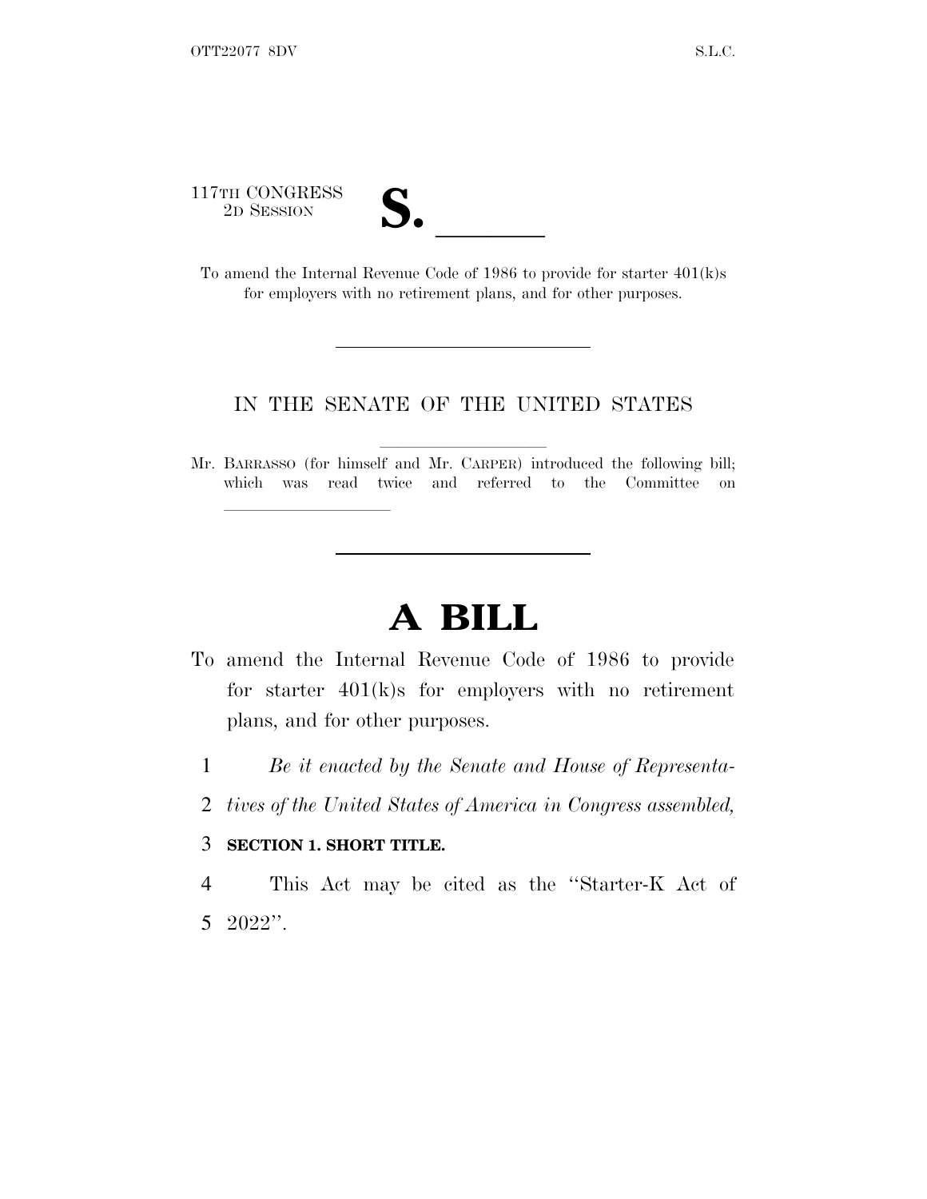117TH CONGRESS
2D SESSION

# S. \_\_\_\_\_\_

To amend the Internal Revenue Code of 1986 to provide for starter 401(k)s for employers with no retirement plans, and for other purposes.

---

IN THE SENATE OF THE UNITED STATES

Mr. BARRASSO (for himself and Mr. CARPER) introduced the following bill; which was read twice and referred to the Committee on \_\_\_\_\_\_\_\_\_\_\_\_\_\_\_\_\_\_\_\_

---

# A BILL

To amend the Internal Revenue Code of 1986 to provide for starter 401(k)s for employers with no retirement plans, and for other purposes.

1 *Be it enacted by the Senate and House of Representa-*
2 *tives of the United States of America in Congress assembled,*

3 **SECTION 1. SHORT TITLE.**

4 This Act may be cited as the "Starter-K Act of
5 2022".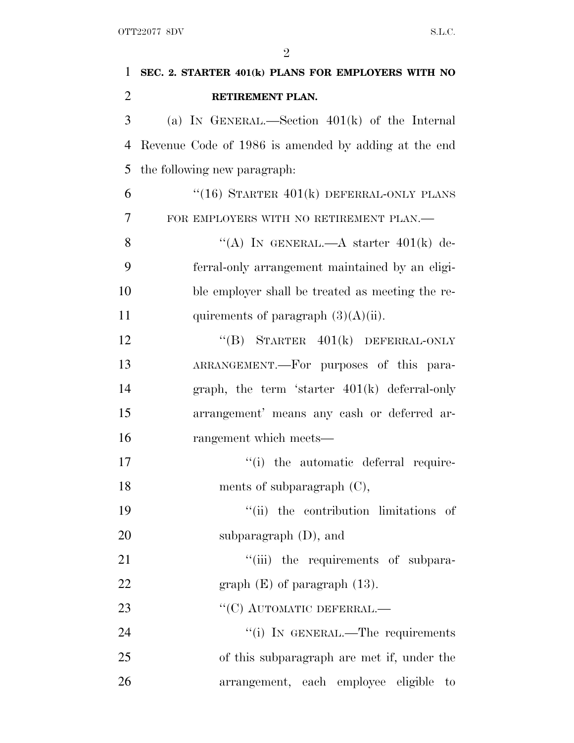**SEC. 2. STARTER 401(k) PLANS FOR EMPLOYERS WITH NO RETIREMENT PLAN.**

(a) IN GENERAL.—Section 401(k) of the Internal Revenue Code of 1986 is amended by adding at the end the following new paragraph:

"(16) STARTER 401(k) DEFERRAL-ONLY PLANS FOR EMPLOYERS WITH NO RETIREMENT PLAN.—

"(A) IN GENERAL.—A starter 401(k) deferral-only arrangement maintained by an eligible employer shall be treated as meeting the requirements of paragraph (3)(A)(ii).

"(B) STARTER 401(k) DEFERRAL-ONLY ARRANGEMENT.—For purposes of this paragraph, the term 'starter 401(k) deferral-only arrangement' means any cash or deferred arrangement which meets—

"(i) the automatic deferral requirements of subparagraph (C),

"(ii) the contribution limitations of subparagraph (D), and

"(iii) the requirements of subparagraph (E) of paragraph (13).

"(C) AUTOMATIC DEFERRAL.—

"(i) IN GENERAL.—The requirements of this subparagraph are met if, under the arrangement, each employee eligible to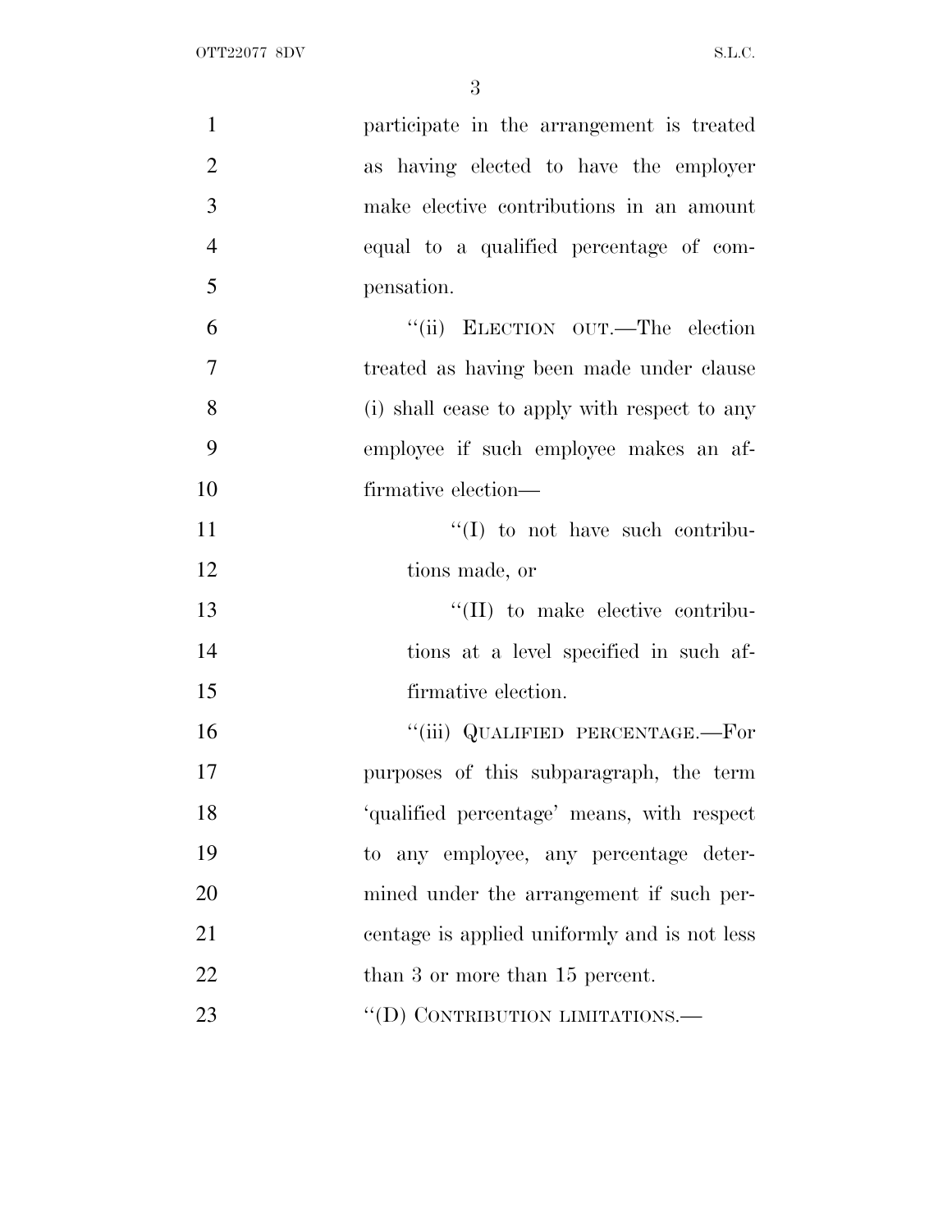participate in the arrangement is treated as having elected to have the employer make elective contributions in an amount equal to a qualified percentage of compensation.

"(ii) ELECTION OUT.—The election treated as having been made under clause (i) shall cease to apply with respect to any employee if such employee makes an affirmative election—

"(I) to not have such contributions made, or

"(II) to make elective contributions at a level specified in such affirmative election.

"(iii) QUALIFIED PERCENTAGE.—For purposes of this subparagraph, the term 'qualified percentage' means, with respect to any employee, any percentage determined under the arrangement if such percentage is applied uniformly and is not less than 3 or more than 15 percent.

"(D) CONTRIBUTION LIMITATIONS.—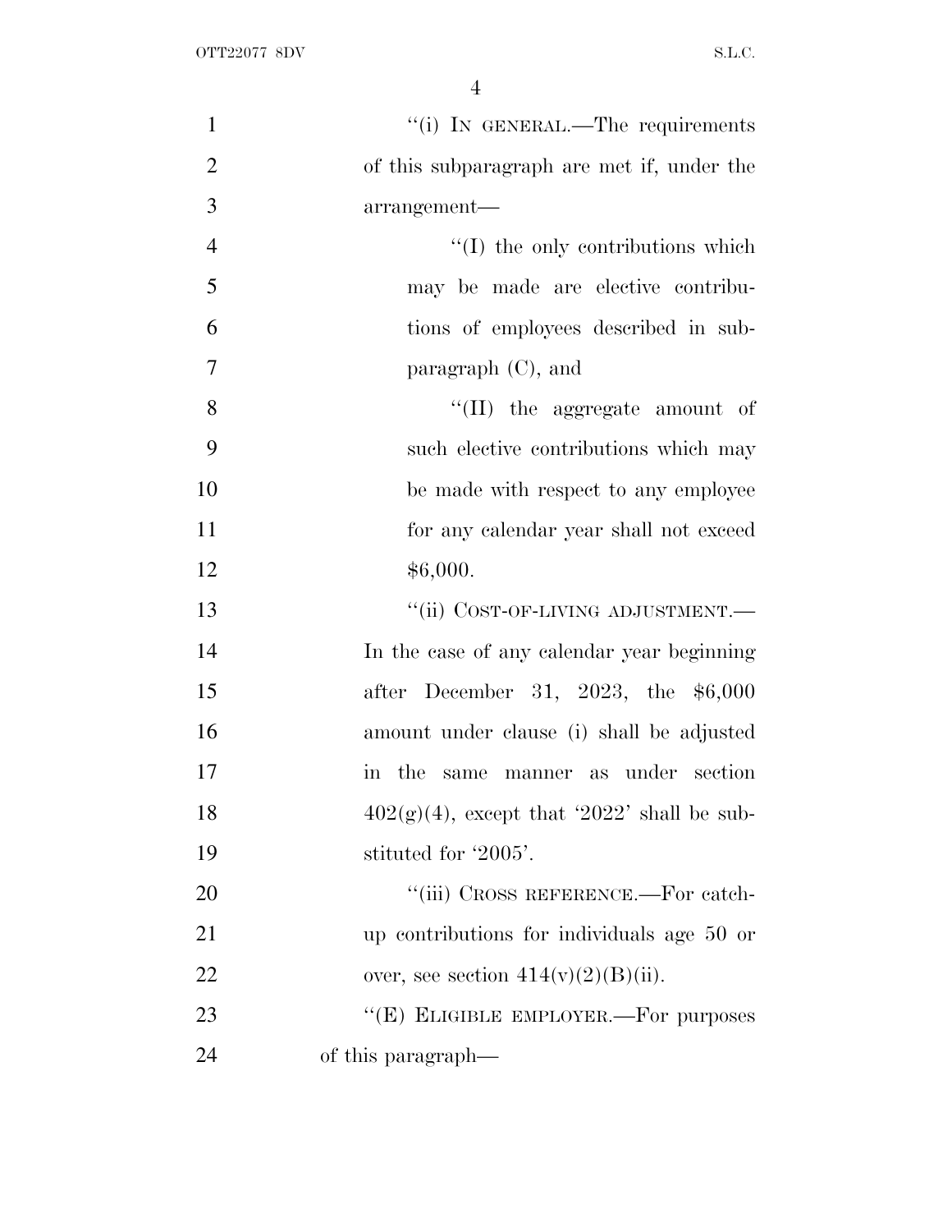"(i) IN GENERAL.—The requirements of this subparagraph are met if, under the arrangement—

"(I) the only contributions which may be made are elective contributions of employees described in subparagraph (C), and

"(II) the aggregate amount of such elective contributions which may be made with respect to any employee for any calendar year shall not exceed $6,000.

"(ii) COST-OF-LIVING ADJUSTMENT.—In the case of any calendar year beginning after December 31, 2023, the $6,000 amount under clause (i) shall be adjusted in the same manner as under section 402(g)(4), except that '2022' shall be substituted for '2005'.

"(iii) CROSS REFERENCE.—For catch-up contributions for individuals age 50 or over, see section 414(v)(2)(B)(ii).

"(E) ELIGIBLE EMPLOYER.—For purposes of this paragraph—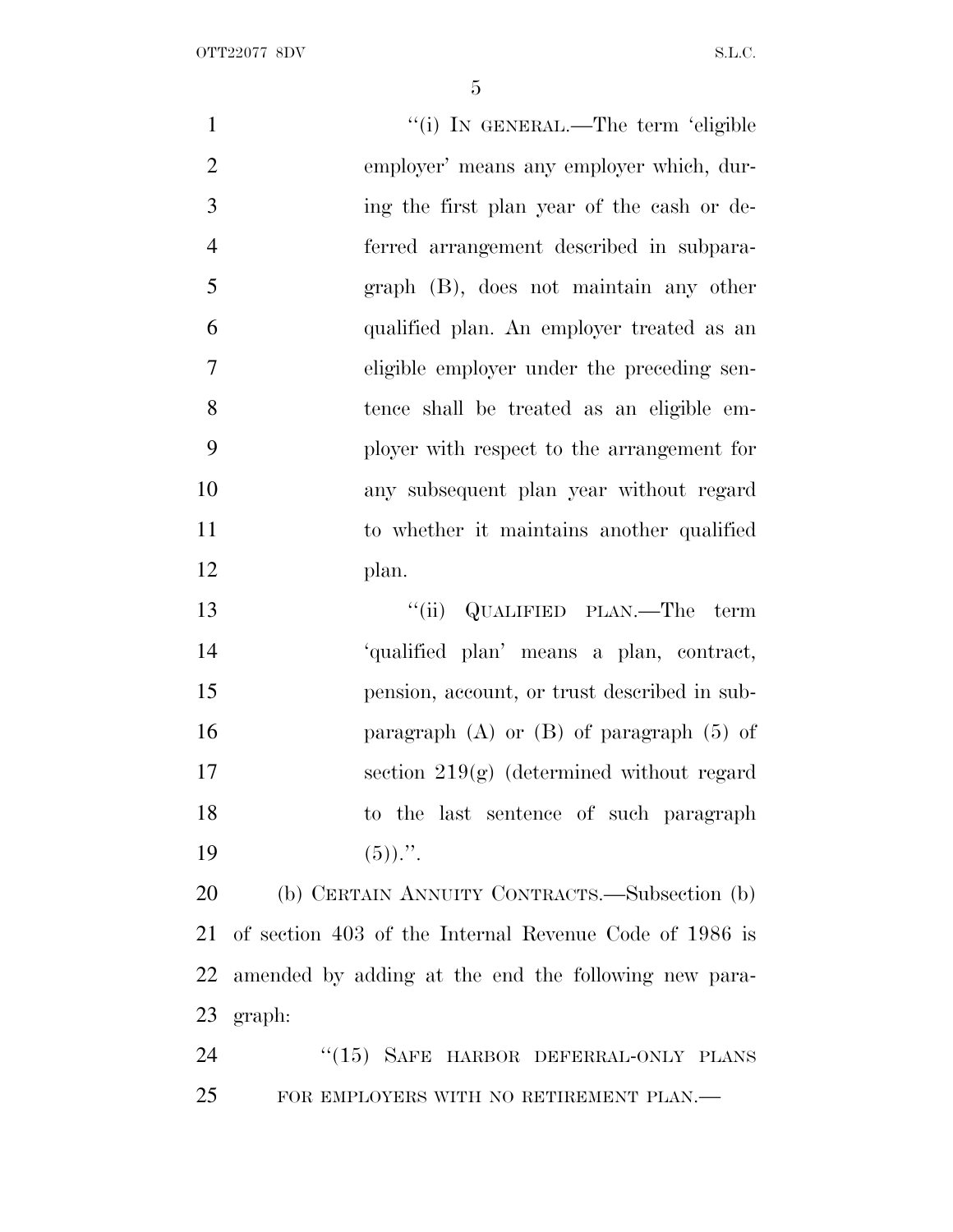"(i) IN GENERAL.—The term 'eligible employer' means any employer which, during the first plan year of the cash or deferred arrangement described in subparagraph (B), does not maintain any other qualified plan. An employer treated as an eligible employer under the preceding sentence shall be treated as an eligible employer with respect to the arrangement for any subsequent plan year without regard to whether it maintains another qualified plan.

"(ii) QUALIFIED PLAN.—The term 'qualified plan' means a plan, contract, pension, account, or trust described in subparagraph (A) or (B) of paragraph (5) of section 219(g) (determined without regard to the last sentence of such paragraph (5)).".

(b) CERTAIN ANNUITY CONTRACTS.—Subsection (b) of section 403 of the Internal Revenue Code of 1986 is amended by adding at the end the following new paragraph:

"(15) SAFE HARBOR DEFERRAL-ONLY PLANS FOR EMPLOYERS WITH NO RETIREMENT PLAN.—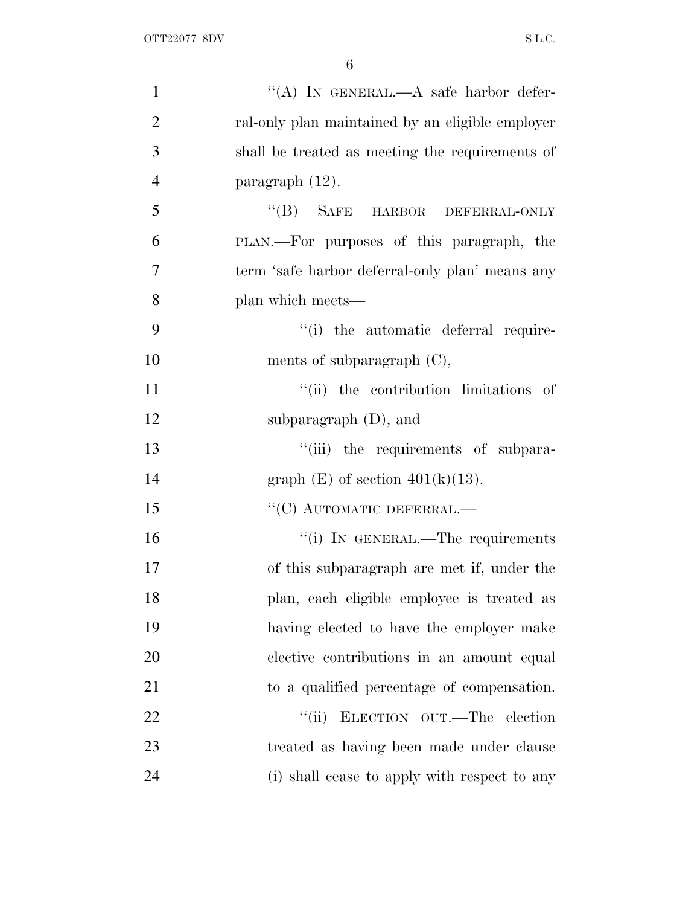"(A) IN GENERAL.—A safe harbor deferral-only plan maintained by an eligible employer shall be treated as meeting the requirements of paragraph (12).

"(B) SAFE HARBOR DEFERRAL-ONLY PLAN.—For purposes of this paragraph, the term 'safe harbor deferral-only plan' means any plan which meets—

"(i) the automatic deferral requirements of subparagraph (C),

"(ii) the contribution limitations of subparagraph (D), and

"(iii) the requirements of subparagraph (E) of section 401(k)(13).

"(C) AUTOMATIC DEFERRAL.—

"(i) IN GENERAL.—The requirements of this subparagraph are met if, under the plan, each eligible employee is treated as having elected to have the employer make elective contributions in an amount equal to a qualified percentage of compensation.

"(ii) ELECTION OUT.—The election treated as having been made under clause (i) shall cease to apply with respect to any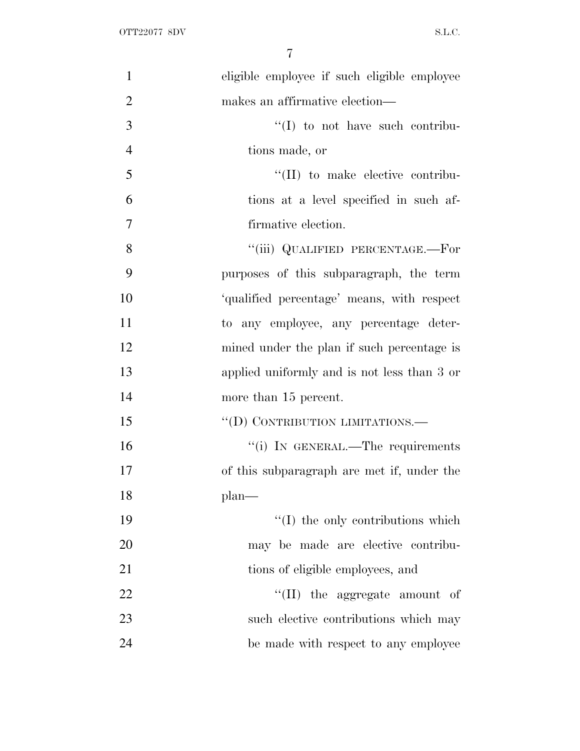eligible employee if such eligible employee makes an affirmative election—

''(I) to not have such contributions made, or

''(II) to make elective contributions at a level specified in such affirmative election.

''(iii) QUALIFIED PERCENTAGE.—For purposes of this subparagraph, the term 'qualified percentage' means, with respect to any employee, any percentage determined under the plan if such percentage is applied uniformly and is not less than 3 or more than 15 percent.

''(D) CONTRIBUTION LIMITATIONS.—

''(i) IN GENERAL.—The requirements of this subparagraph are met if, under the plan—

''(I) the only contributions which may be made are elective contributions of eligible employees, and

''(II) the aggregate amount of such elective contributions which may be made with respect to any employee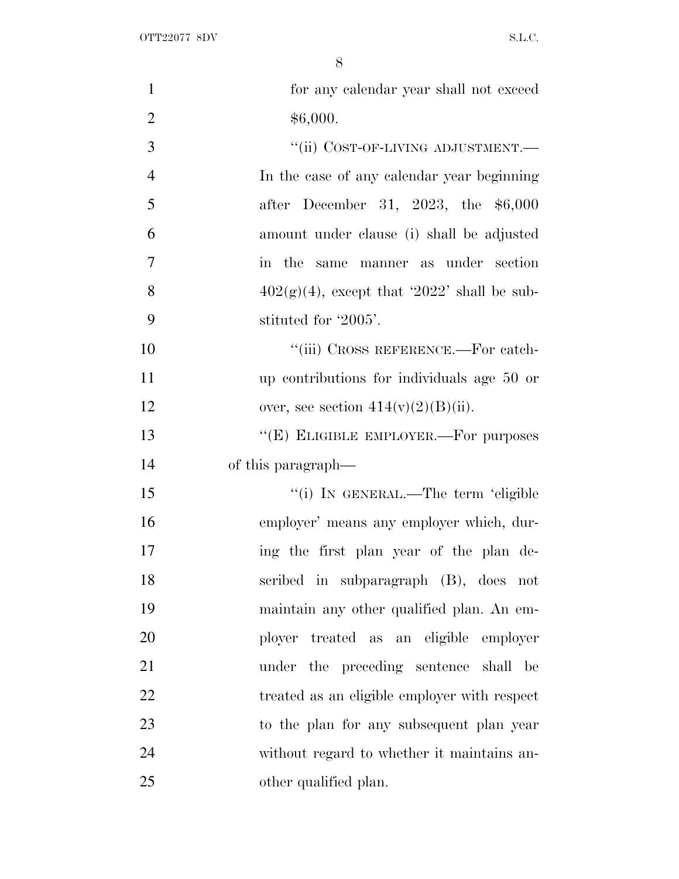for any calendar year shall not exceed $6,000.

"(ii) COST-OF-LIVING ADJUSTMENT.—In the case of any calendar year beginning after December 31, 2023, the $6,000 amount under clause (i) shall be adjusted in the same manner as under section 402(g)(4), except that '2022' shall be substituted for '2005'.

"(iii) CROSS REFERENCE.—For catch-up contributions for individuals age 50 or over, see section 414(v)(2)(B)(ii).

"(E) ELIGIBLE EMPLOYER.—For purposes of this paragraph—

"(i) IN GENERAL.—The term 'eligible employer' means any employer which, during the first plan year of the plan described in subparagraph (B), does not maintain any other qualified plan. An employer treated as an eligible employer under the preceding sentence shall be treated as an eligible employer with respect to the plan for any subsequent plan year without regard to whether it maintains another qualified plan.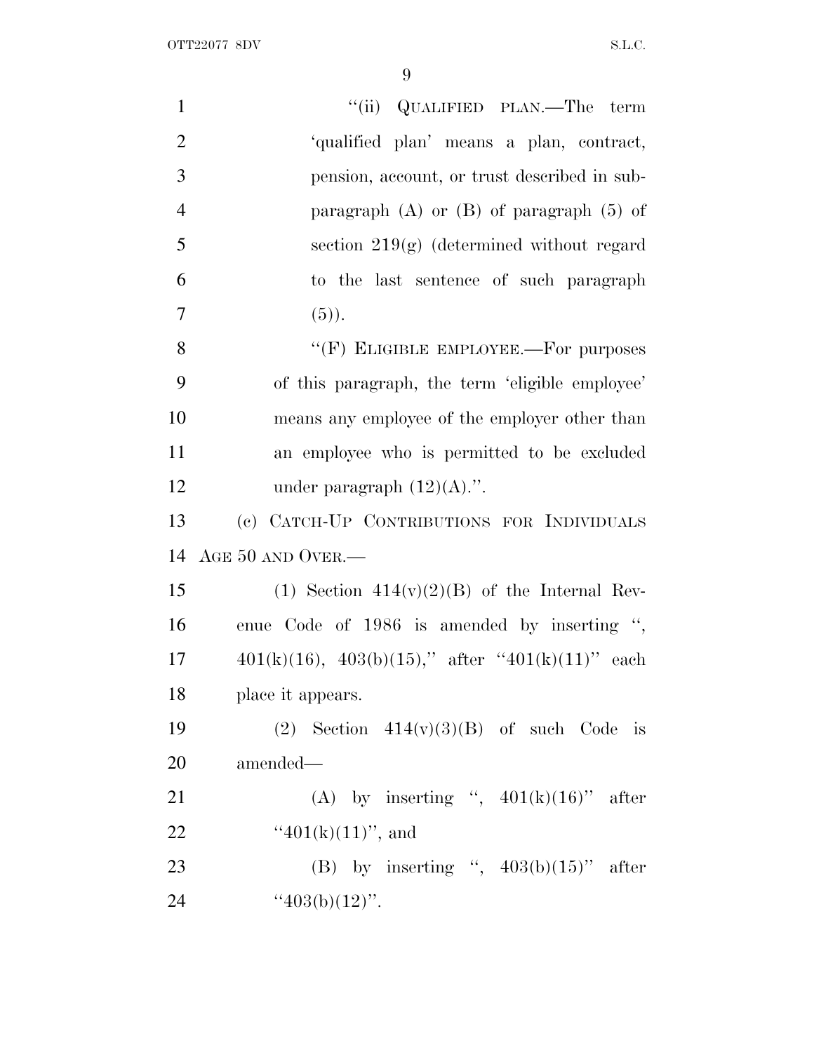"(ii) QUALIFIED PLAN.—The term 'qualified plan' means a plan, contract, pension, account, or trust described in subparagraph (A) or (B) of paragraph (5) of section 219(g) (determined without regard to the last sentence of such paragraph (5)).

"(F) ELIGIBLE EMPLOYEE.—For purposes of this paragraph, the term 'eligible employee' means any employee of the employer other than an employee who is permitted to be excluded under paragraph (12)(A).".

(c) CATCH-UP CONTRIBUTIONS FOR INDIVIDUALS AGE 50 AND OVER.—

(1) Section 414(v)(2)(B) of the Internal Revenue Code of 1986 is amended by inserting ", 401(k)(16), 403(b)(15)," after "401(k)(11)" each place it appears.

(2) Section 414(v)(3)(B) of such Code is amended—

(A) by inserting ", 401(k)(16)" after "401(k)(11)", and

(B) by inserting ", 403(b)(15)" after "403(b)(12)".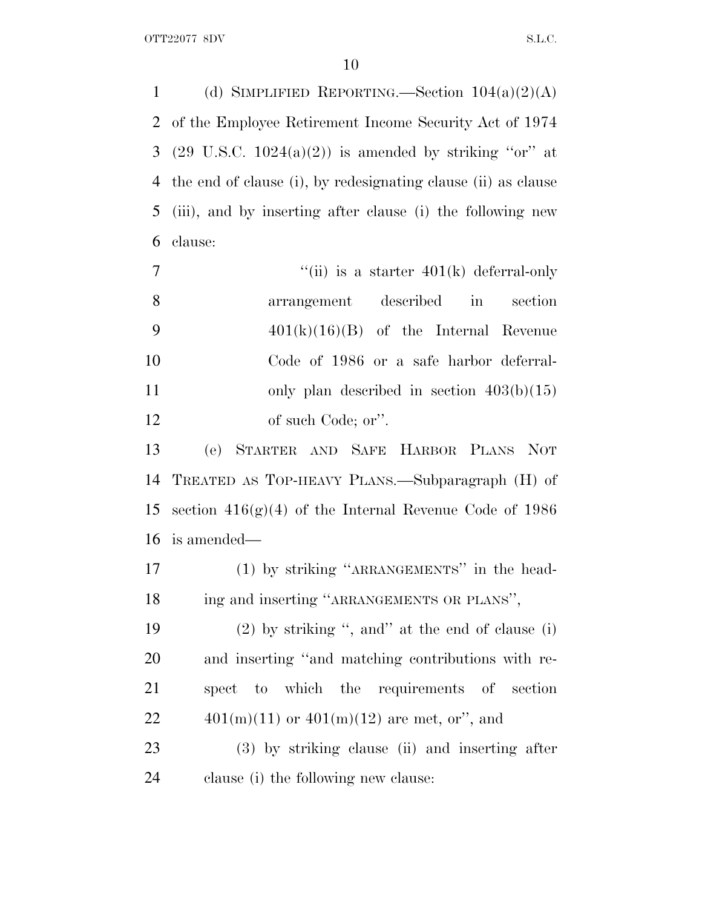(d) SIMPLIFIED REPORTING.—Section 104(a)(2)(A) of the Employee Retirement Income Security Act of 1974 (29 U.S.C. 1024(a)(2)) is amended by striking "or" at the end of clause (i), by redesignating clause (ii) as clause (iii), and by inserting after clause (i) the following new clause:

> "(ii) is a starter 401(k) deferral-only arrangement described in section 401(k)(16)(B) of the Internal Revenue Code of 1986 or a safe harbor deferral-only plan described in section 403(b)(15) of such Code; or".

(e) STARTER AND SAFE HARBOR PLANS NOT TREATED AS TOP-HEAVY PLANS.—Subparagraph (H) of section 416(g)(4) of the Internal Revenue Code of 1986 is amended—

(1) by striking "ARRANGEMENTS" in the heading and inserting "ARRANGEMENTS OR PLANS",

(2) by striking ", and" at the end of clause (i) and inserting "and matching contributions with respect to which the requirements of section 401(m)(11) or 401(m)(12) are met, or", and

(3) by striking clause (ii) and inserting after clause (i) the following new clause: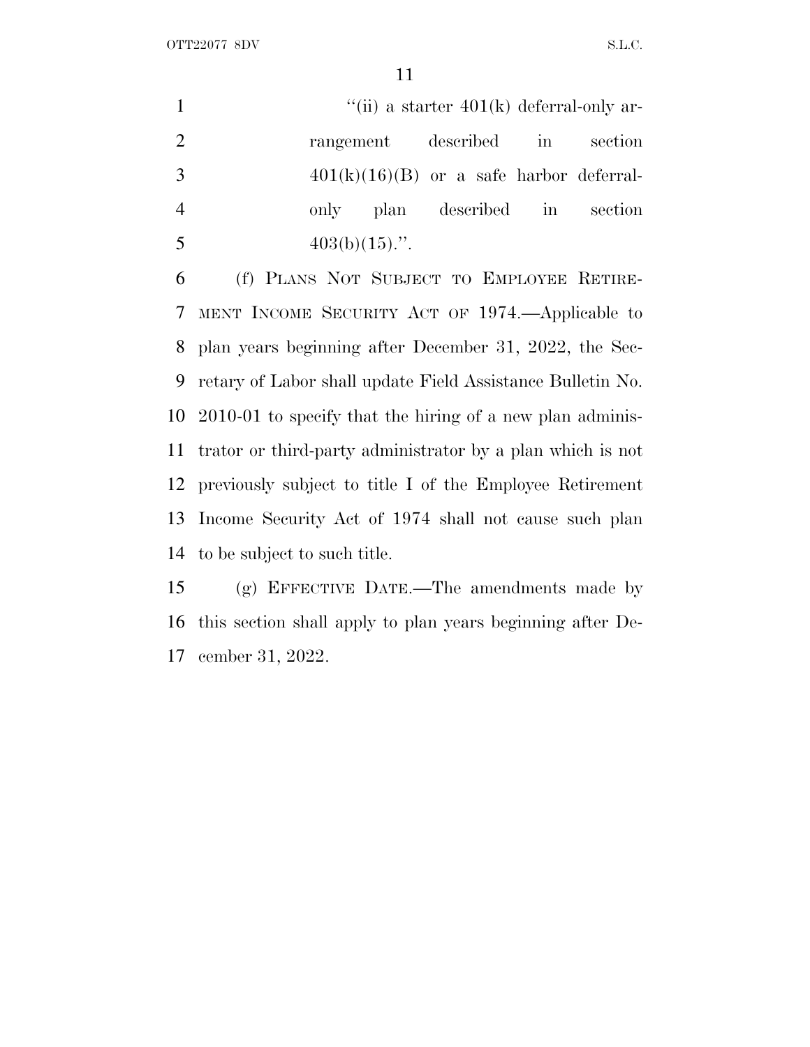"(ii) a starter 401(k) deferral-only arrangement described in section 401(k)(16)(B) or a safe harbor deferral-only plan described in section 403(b)(15).".

(f) PLANS NOT SUBJECT TO EMPLOYEE RETIREMENT INCOME SECURITY ACT OF 1974.—Applicable to plan years beginning after December 31, 2022, the Secretary of Labor shall update Field Assistance Bulletin No. 2010-01 to specify that the hiring of a new plan administrator or third-party administrator by a plan which is not previously subject to title I of the Employee Retirement Income Security Act of 1974 shall not cause such plan to be subject to such title.

(g) EFFECTIVE DATE.—The amendments made by this section shall apply to plan years beginning after December 31, 2022.